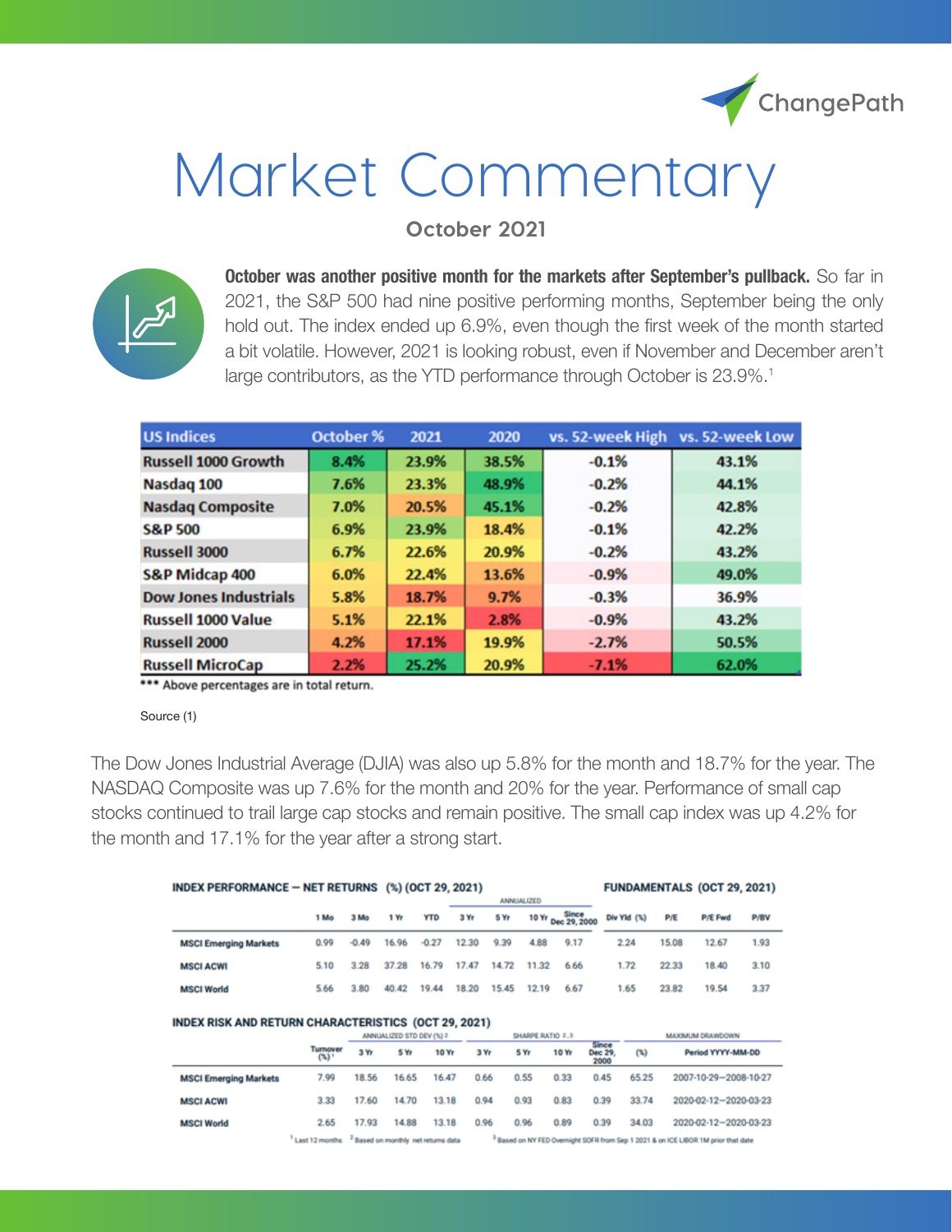# Market Commentary

**October 2021**

**October was another positive month for the markets after September's pullback.** So far in 2021, the S&P 500 had nine positive performing months, September being the only hold out. The index ended up 6.9%, even though the first week of the month started a bit volatile. However, 2021 is looking robust, even if November and December aren't large contributors, as the YTD performance through October is 23.9%.[1]

| US Indices | October % | 2021 | 2020 | vs. 52-week High | vs. 52-week Low |
|---|---|---|---|---|---|
| Russell 1000 Growth | 8.4% | 23.9% | 38.5% | -0.1% | 43.1% |
| Nasdaq 100 | 7.6% | 23.3% | 48.9% | -0.2% | 44.1% |
| Nasdaq Composite | 7.0% | 20.5% | 45.1% | -0.2% | 42.8% |
| S&P 500 | 6.9% | 23.9% | 18.4% | -0.1% | 42.2% |
| Russell 3000 | 6.7% | 22.6% | 20.9% | -0.2% | 43.2% |
| S&P Midcap 400 | 6.0% | 22.4% | 13.6% | -0.9% | 49.0% |
| Dow Jones Industrials | 5.8% | 18.7% | 9.7% | -0.3% | 36.9% |
| Russell 1000 Value | 5.1% | 22.1% | 2.8% | -0.9% | 43.2% |
| Russell 2000 | 4.2% | 17.1% | 19.9% | -2.7% | 50.5% |
| Russell MicroCap | 2.2% | 25.2% | 20.9% | -7.1% | 62.0% |

*** Above percentages are in total return.

Source (1)

The Dow Jones Industrial Average (DJIA) was also up 5.8% for the month and 18.7% for the year. The NASDAQ Composite was up 7.6% for the month and 20% for the year. Performance of small cap stocks continued to trail large cap stocks and remain positive. The small cap index was up 4.2% for the month and 17.1% for the year after a strong start.

**INDEX PERFORMANCE — NET RETURNS (%) (OCT 29, 2021)** / **FUNDAMENTALS (OCT 29, 2021)**

| | 1 Mo | 3 Mo | 1 Yr | YTD | 3 Yr (Annualized) | 5 Yr (Annualized) | 10 Yr (Annualized) | Since Dec 29, 2000 (Annualized) | Div Yld (%) | P/E | P/E Fwd | P/BV |
|---|---|---|---|---|---|---|---|---|---|---|---|---|
| MSCI Emerging Markets | 0.99 | -0.49 | 16.96 | -0.27 | 12.30 | 9.39 | 4.88 | 9.17 | 2.24 | 15.08 | 12.67 | 1.93 |
| MSCI ACWI | 5.10 | 3.28 | 37.28 | 16.79 | 17.47 | 14.72 | 11.32 | 6.66 | 1.72 | 22.33 | 18.40 | 3.10 |
| MSCI World | 5.66 | 3.80 | 40.42 | 19.44 | 18.20 | 15.45 | 12.19 | 6.67 | 1.65 | 23.82 | 19.54 | 3.37 |

**INDEX RISK AND RETURN CHARACTERISTICS (OCT 29, 2021)**

| | Turnover (%)[1] | Annualized Std Dev (%)[2] 3 Yr | 5 Yr | 10 Yr | Sharpe Ratio[2,3] 3 Yr | 5 Yr | 10 Yr | Since Dec 29, 2000 | Maximum Drawdown (%) | Period YYYY-MM-DD |
|---|---|---|---|---|---|---|---|---|---|---|
| MSCI Emerging Markets | 7.99 | 18.56 | 16.65 | 16.47 | 0.66 | 0.55 | 0.33 | 0.45 | 65.25 | 2007-10-29—2008-10-27 |
| MSCI ACWI | 3.33 | 17.60 | 14.70 | 13.18 | 0.94 | 0.93 | 0.83 | 0.39 | 33.74 | 2020-02-12—2020-03-23 |
| MSCI World | 2.65 | 17.93 | 14.88 | 13.18 | 0.96 | 0.96 | 0.89 | 0.39 | 34.03 | 2020-02-12—2020-03-23 |

[1] Last 12 months [2] Based on monthly net returns data [3] Based on NY FED Overnight SOFR from Sep 1 2021 & on ICE LIBOR 1M prior that date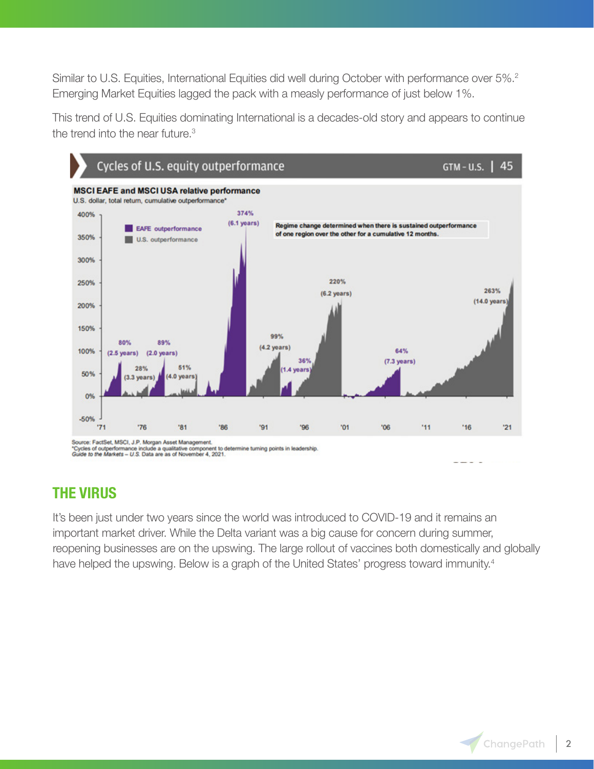Similar to U.S. Equities, International Equities did well during October with performance over 5%.[2] Emerging Market Equities lagged the pack with a measly performance of just below 1%.

This trend of U.S. Equities dominating International is a decades-old story and appears to continue the trend into the near future.[3]

**Cycles of U.S. equity outperformance** GTM – U.S. | 45

**MSCI EAFE and MSCI USA relative performance**

U.S. dollar, total return, cumulative outperformance*

Regime change determined when there is sustained outperformance of one region over the other for a cumulative 12 months.

Source: FactSet, MSCI, J.P. Morgan Asset Management.
*Cycles of outperformance include a qualitative component to determine turning points in leadership.
*Guide to the Markets – U.S.* Data are as of November 4, 2021.

## THE VIRUS

It's been just under two years since the world was introduced to COVID-19 and it remains an important market driver. While the Delta variant was a big cause for concern during summer, reopening businesses are on the upswing. The large rollout of vaccines both domestically and globally have helped the upswing. Below is a graph of the United States' progress toward immunity.[4]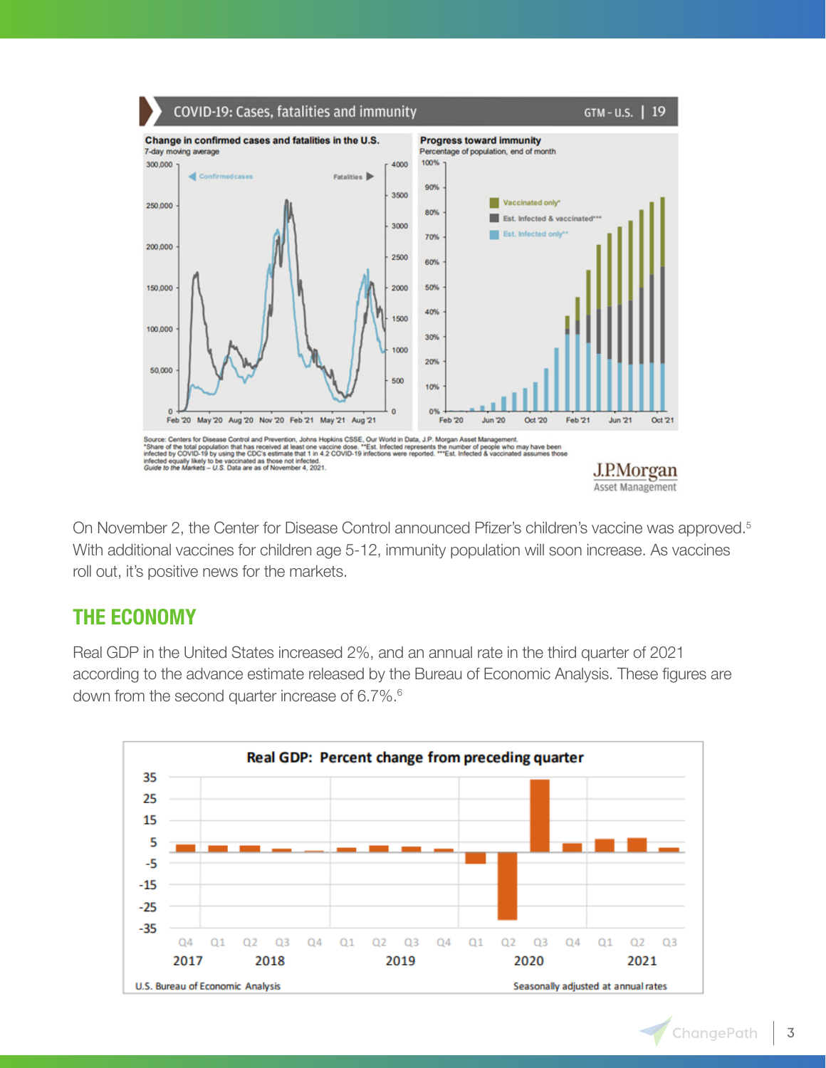On November 2, the Center for Disease Control announced Pfizer's children's vaccine was approved.[5] With additional vaccines for children age 5-12, immunity population will soon increase. As vaccines roll out, it's positive news for the markets.

## THE ECONOMY

Real GDP in the United States increased 2%, and an annual rate in the third quarter of 2021 according to the advance estimate released by the Bureau of Economic Analysis. These figures are down from the second quarter increase of 6.7%.[6]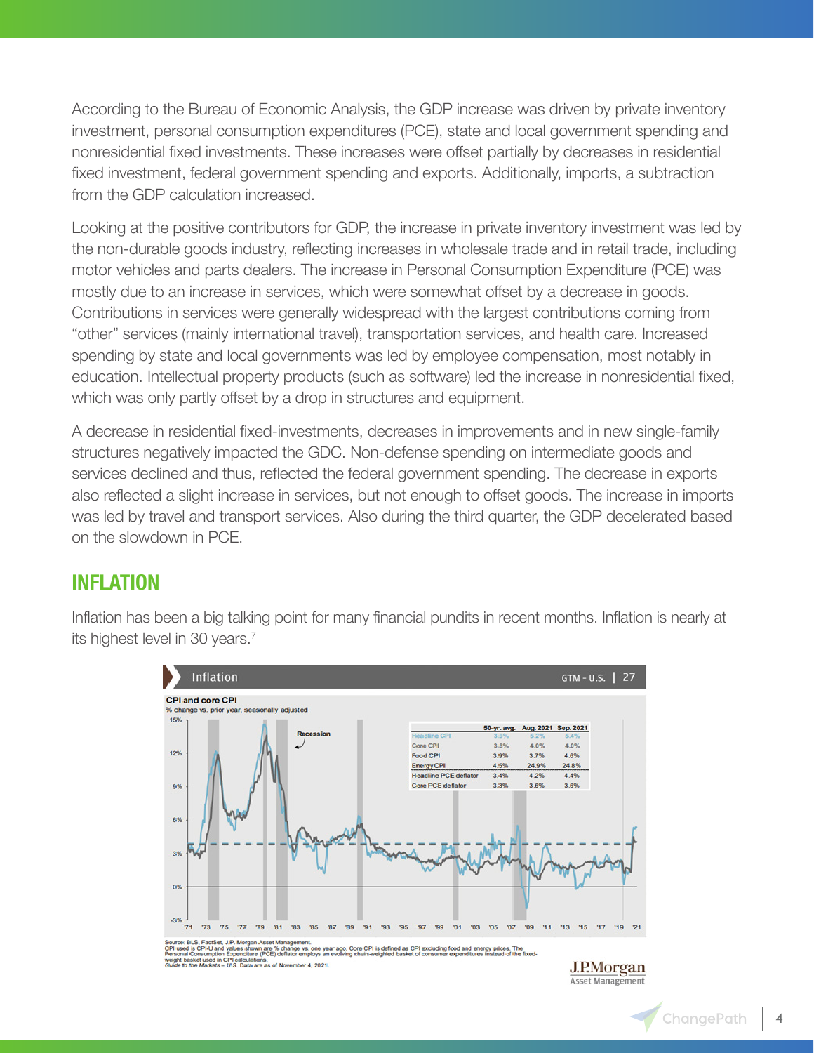According to the Bureau of Economic Analysis, the GDP increase was driven by private inventory investment, personal consumption expenditures (PCE), state and local government spending and nonresidential fixed investments. These increases were offset partially by decreases in residential fixed investment, federal government spending and exports. Additionally, imports, a subtraction from the GDP calculation increased.

Looking at the positive contributors for GDP, the increase in private inventory investment was led by the non-durable goods industry, reflecting increases in wholesale trade and in retail trade, including motor vehicles and parts dealers. The increase in Personal Consumption Expenditure (PCE) was mostly due to an increase in services, which were somewhat offset by a decrease in goods. Contributions in services were generally widespread with the largest contributions coming from "other" services (mainly international travel), transportation services, and health care. Increased spending by state and local governments was led by employee compensation, most notably in education. Intellectual property products (such as software) led the increase in nonresidential fixed, which was only partly offset by a drop in structures and equipment.

A decrease in residential fixed-investments, decreases in improvements and in new single-family structures negatively impacted the GDC. Non-defense spending on intermediate goods and services declined and thus, reflected the federal government spending. The decrease in exports also reflected a slight increase in services, but not enough to offset goods. The increase in imports was led by travel and transport services. Also during the third quarter, the GDP decelerated based on the slowdown in PCE.

## INFLATION

Inflation has been a big talking point for many financial pundits in recent months. Inflation is nearly at its highest level in 30 years.[7]

**Inflation** GTM – U.S. | 27

**CPI and core CPI**
% change vs. prior year, seasonally adjusted

| | 50-yr. avg. | Aug. 2021 | Sep. 2021 |
|---|---|---|---|
| Headline CPI | 3.9% | 5.2% | 5.4% |
| Core CPI | 3.8% | 4.0% | 4.0% |
| Food CPI | 3.9% | 3.7% | 4.6% |
| Energy CPI | 4.5% | 24.9% | 24.8% |
| Headline PCE deflator | 3.4% | 4.2% | 4.4% |
| Core PCE deflator | 3.3% | 3.6% | 3.6% |

Source: BLS, FactSet, J.P. Morgan Asset Management.
CPI used is CPI-U and values shown are % change vs. one year ago. Core CPI is defined as CPI excluding food and energy prices. The Personal Consumption Expenditure (PCE) deflator employs an evolving chain-weighted basket of consumer expenditures instead of the fixed-weight basket used in CPI calculations.
*Guide to the Markets – U.S.* Data are as of November 4, 2021.

J.P.Morgan Asset Management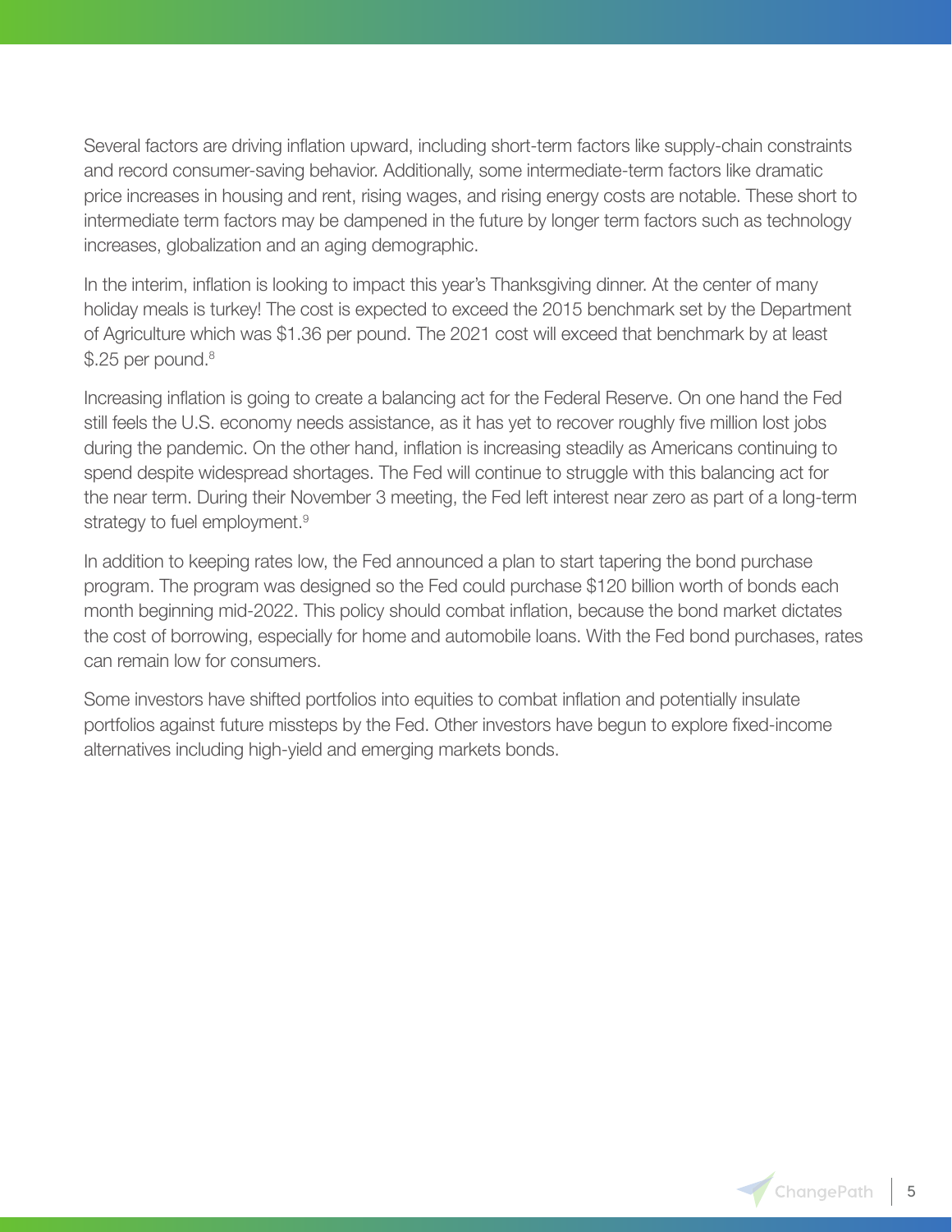Several factors are driving inflation upward, including short-term factors like supply-chain constraints and record consumer-saving behavior. Additionally, some intermediate-term factors like dramatic price increases in housing and rent, rising wages, and rising energy costs are notable. These short to intermediate term factors may be dampened in the future by longer term factors such as technology increases, globalization and an aging demographic.

In the interim, inflation is looking to impact this year's Thanksgiving dinner. At the center of many holiday meals is turkey! The cost is expected to exceed the 2015 benchmark set by the Department of Agriculture which was $1.36 per pound. The 2021 cost will exceed that benchmark by at least $.25 per pound.[8]

Increasing inflation is going to create a balancing act for the Federal Reserve. On one hand the Fed still feels the U.S. economy needs assistance, as it has yet to recover roughly five million lost jobs during the pandemic. On the other hand, inflation is increasing steadily as Americans continuing to spend despite widespread shortages. The Fed will continue to struggle with this balancing act for the near term. During their November 3 meeting, the Fed left interest near zero as part of a long-term strategy to fuel employment.[9]

In addition to keeping rates low, the Fed announced a plan to start tapering the bond purchase program. The program was designed so the Fed could purchase $120 billion worth of bonds each month beginning mid-2022. This policy should combat inflation, because the bond market dictates the cost of borrowing, especially for home and automobile loans. With the Fed bond purchases, rates can remain low for consumers.

Some investors have shifted portfolios into equities to combat inflation and potentially insulate portfolios against future missteps by the Fed. Other investors have begun to explore fixed-income alternatives including high-yield and emerging markets bonds.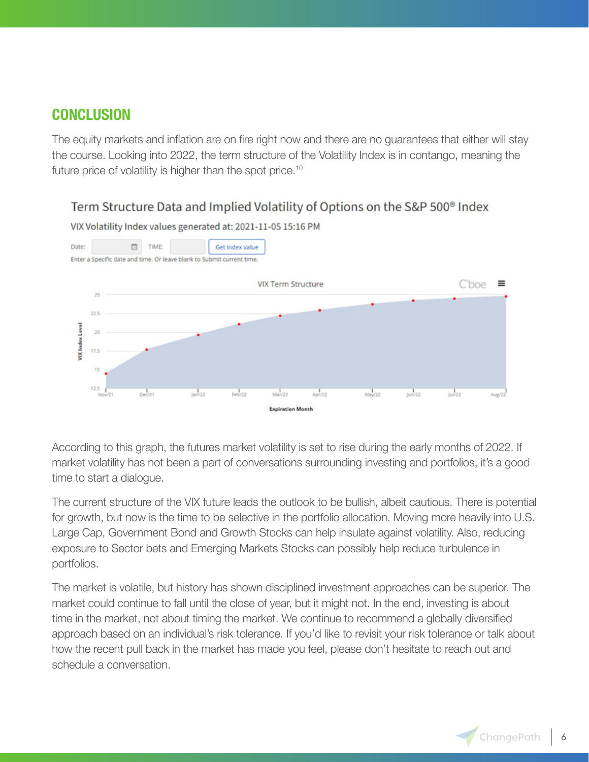## CONCLUSION

The equity markets and inflation are on fire right now and there are no guarantees that either will stay the course. Looking into 2022, the term structure of the Volatility Index is in contango, meaning the future price of volatility is higher than the spot price.[10]

Term Structure Data and Implied Volatility of Options on the S&P 500® Index

VIX Volatility Index values generated at: 2021-11-05 15:16 PM

According to this graph, the futures market volatility is set to rise during the early months of 2022. If market volatility has not been a part of conversations surrounding investing and portfolios, it's a good time to start a dialogue.

The current structure of the VIX future leads the outlook to be bullish, albeit cautious. There is potential for growth, but now is the time to be selective in the portfolio allocation. Moving more heavily into U.S. Large Cap, Government Bond and Growth Stocks can help insulate against volatility. Also, reducing exposure to Sector bets and Emerging Markets Stocks can possibly help reduce turbulence in portfolios.

The market is volatile, but history has shown disciplined investment approaches can be superior. The market could continue to fall until the close of year, but it might not. In the end, investing is about time in the market, not about timing the market. We continue to recommend a globally diversified approach based on an individual's risk tolerance. If you'd like to revisit your risk tolerance or talk about how the recent pull back in the market has made you feel, please don't hesitate to reach out and schedule a conversation.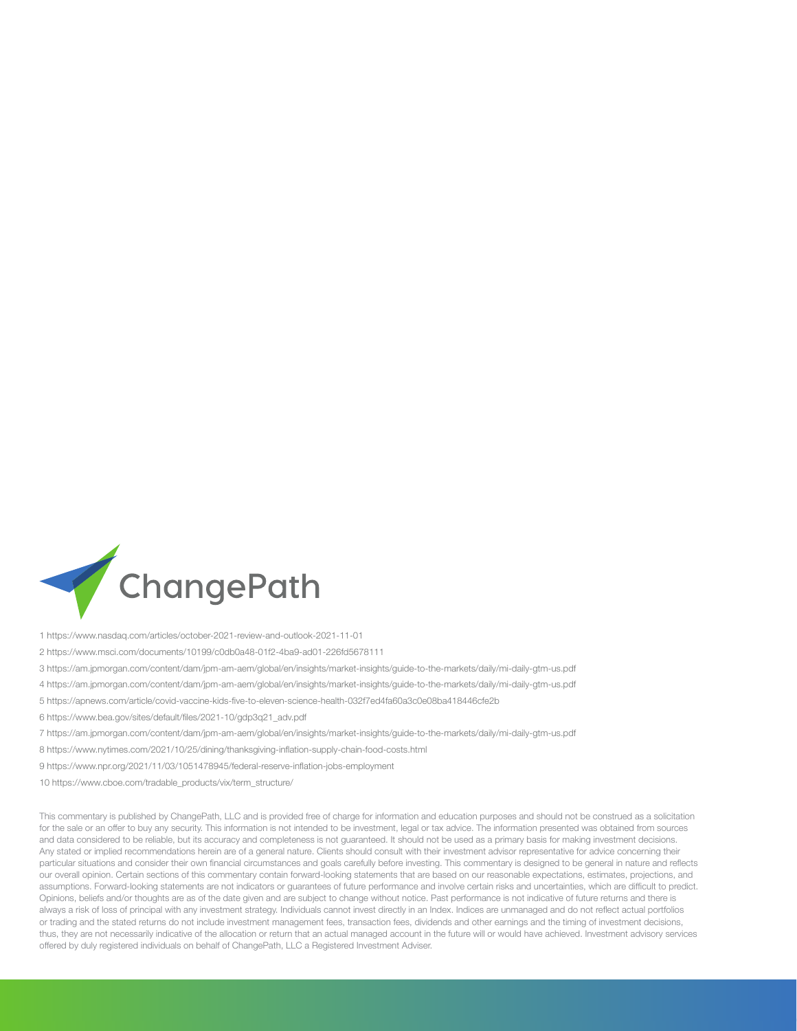ChangePath

1 https://www.nasdaq.com/articles/october-2021-review-and-outlook-2021-11-01

2 https://www.msci.com/documents/10199/c0db0a48-01f2-4ba9-ad01-226fd5678111

3 https://am.jpmorgan.com/content/dam/jpm-am-aem/global/en/insights/market-insights/guide-to-the-markets/daily/mi-daily-gtm-us.pdf

4 https://am.jpmorgan.com/content/dam/jpm-am-aem/global/en/insights/market-insights/guide-to-the-markets/daily/mi-daily-gtm-us.pdf

5 https://apnews.com/article/covid-vaccine-kids-five-to-eleven-science-health-032f7ed4fa60a3c0e08ba418446cfe2b

6 https://www.bea.gov/sites/default/files/2021-10/gdp3q21_adv.pdf

7 https://am.jpmorgan.com/content/dam/jpm-am-aem/global/en/insights/market-insights/guide-to-the-markets/daily/mi-daily-gtm-us.pdf

8 https://www.nytimes.com/2021/10/25/dining/thanksgiving-inflation-supply-chain-food-costs.html

9 https://www.npr.org/2021/11/03/1051478945/federal-reserve-inflation-jobs-employment

10 https://www.cboe.com/tradable_products/vix/term_structure/

This commentary is published by ChangePath, LLC and is provided free of charge for information and education purposes and should not be construed as a solicitation for the sale or an offer to buy any security. This information is not intended to be investment, legal or tax advice. The information presented was obtained from sources and data considered to be reliable, but its accuracy and completeness is not guaranteed. It should not be used as a primary basis for making investment decisions. Any stated or implied recommendations herein are of a general nature. Clients should consult with their investment advisor representative for advice concerning their particular situations and consider their own financial circumstances and goals carefully before investing. This commentary is designed to be general in nature and reflects our overall opinion. Certain sections of this commentary contain forward-looking statements that are based on our reasonable expectations, estimates, projections, and assumptions. Forward-looking statements are not indicators or guarantees of future performance and involve certain risks and uncertainties, which are difficult to predict. Opinions, beliefs and/or thoughts are as of the date given and are subject to change without notice. Past performance is not indicative of future returns and there is always a risk of loss of principal with any investment strategy. Individuals cannot invest directly in an Index. Indices are unmanaged and do not reflect actual portfolios or trading and the stated returns do not include investment management fees, transaction fees, dividends and other earnings and the timing of investment decisions, thus, they are not necessarily indicative of the allocation or return that an actual managed account in the future will or would have achieved. Investment advisory services offered by duly registered individuals on behalf of ChangePath, LLC a Registered Investment Adviser.